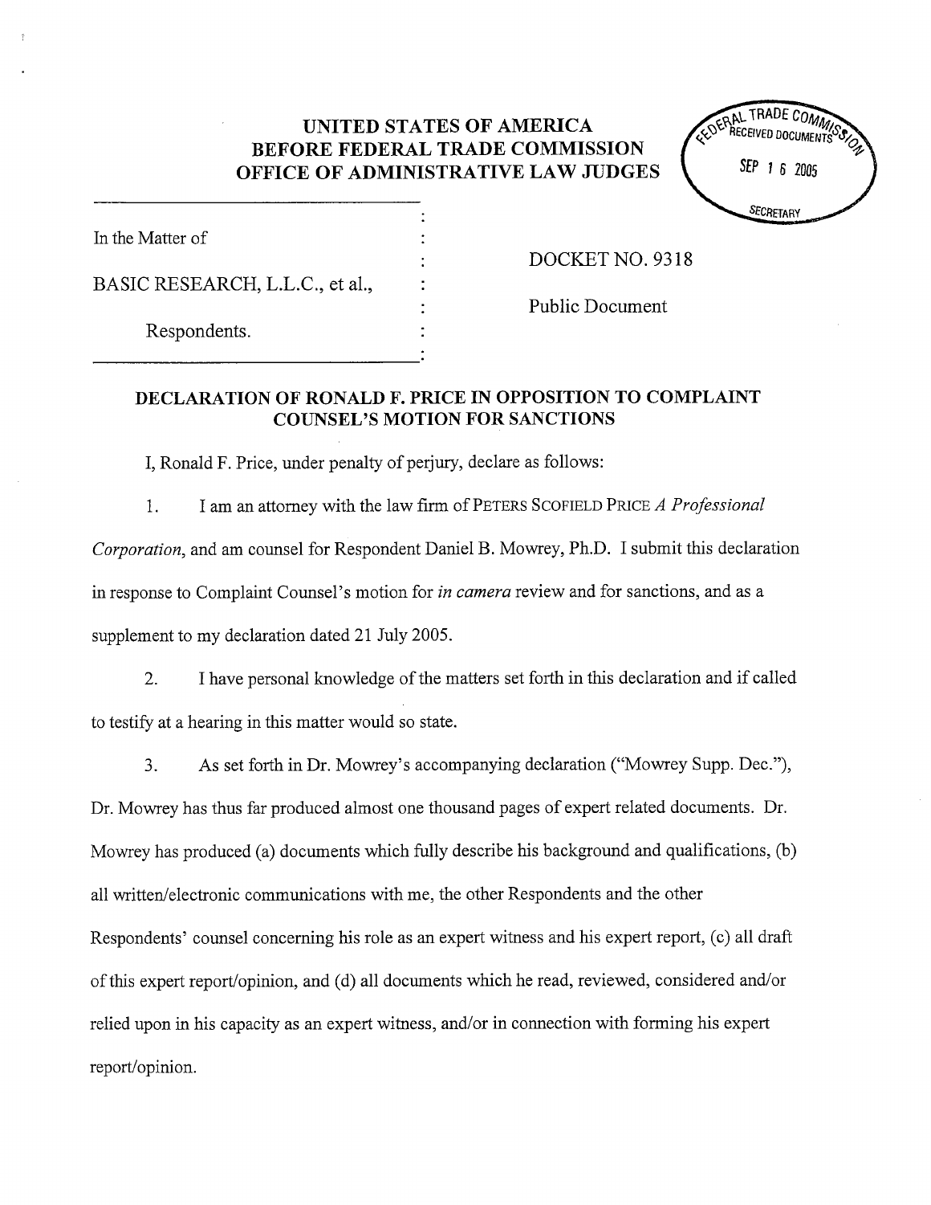**UNITED STATES OF AMERICA**
**BEFORE FEDERAL TRADE COMMISSION**
**OFFICE OF ADMINISTRATIVE LAW JUDGES**

FEDERAL TRADE COMMISSION
RECEIVED DOCUMENTS
SEP 16 2005
SECRETARY

| | |
|---|---|
| In the Matter of<br><br>BASIC RESEARCH, L.L.C., et al.,<br><br>Respondents. | DOCKET NO. 9318<br><br>Public Document |

## DECLARATION OF RONALD F. PRICE IN OPPOSITION TO COMPLAINT COUNSEL'S MOTION FOR SANCTIONS

I, Ronald F. Price, under penalty of perjury, declare as follows:

1. I am an attorney with the law firm of PETERS SCOFIELD PRICE *A Professional Corporation*, and am counsel for Respondent Daniel B. Mowrey, Ph.D. I submit this declaration in response to Complaint Counsel's motion for *in camera* review and for sanctions, and as a supplement to my declaration dated 21 July 2005.

2. I have personal knowledge of the matters set forth in this declaration and if called to testify at a hearing in this matter would so state.

3. As set forth in Dr. Mowrey's accompanying declaration ("Mowrey Supp. Dec."), Dr. Mowrey has thus far produced almost one thousand pages of expert related documents. Dr. Mowrey has produced (a) documents which fully describe his background and qualifications, (b) all written/electronic communications with me, the other Respondents and the other Respondents' counsel concerning his role as an expert witness and his expert report, (c) all draft of this expert report/opinion, and (d) all documents which he read, reviewed, considered and/or relied upon in his capacity as an expert witness, and/or in connection with forming his expert report/opinion.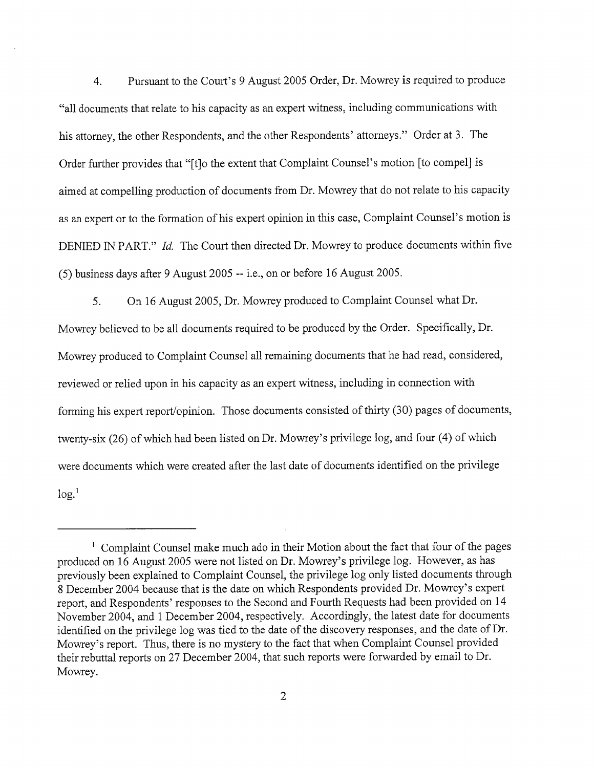4. Pursuant to the Court's 9 August 2005 Order, Dr. Mowrey is required to produce "all documents that relate to his capacity as an expert witness, including communications with his attorney, the other Respondents, and the other Respondents' attorneys." Order at 3. The Order further provides that "[t]o the extent that Complaint Counsel's motion [to compel] is aimed at compelling production of documents from Dr. Mowrey that do not relate to his capacity as an expert or to the formation of his expert opinion in this case, Complaint Counsel's motion is DENIED IN PART." *Id.* The Court then directed Dr. Mowrey to produce documents within five (5) business days after 9 August 2005 -- i.e., on or before 16 August 2005.

5. On 16 August 2005, Dr. Mowrey produced to Complaint Counsel what Dr. Mowrey believed to be all documents required to be produced by the Order. Specifically, Dr. Mowrey produced to Complaint Counsel all remaining documents that he had read, considered, reviewed or relied upon in his capacity as an expert witness, including in connection with forming his expert report/opinion. Those documents consisted of thirty (30) pages of documents, twenty-six (26) of which had been listed on Dr. Mowrey's privilege log, and four (4) of which were documents which were created after the last date of documents identified on the privilege log.[1]

---

[1] Complaint Counsel make much ado in their Motion about the fact that four of the pages produced on 16 August 2005 were not listed on Dr. Mowrey's privilege log. However, as has previously been explained to Complaint Counsel, the privilege log only listed documents through 8 December 2004 because that is the date on which Respondents provided Dr. Mowrey's expert report, and Respondents' responses to the Second and Fourth Requests had been provided on 14 November 2004, and 1 December 2004, respectively. Accordingly, the latest date for documents identified on the privilege log was tied to the date of the discovery responses, and the date of Dr. Mowrey's report. Thus, there is no mystery to the fact that when Complaint Counsel provided their rebuttal reports on 27 December 2004, that such reports were forwarded by email to Dr. Mowrey.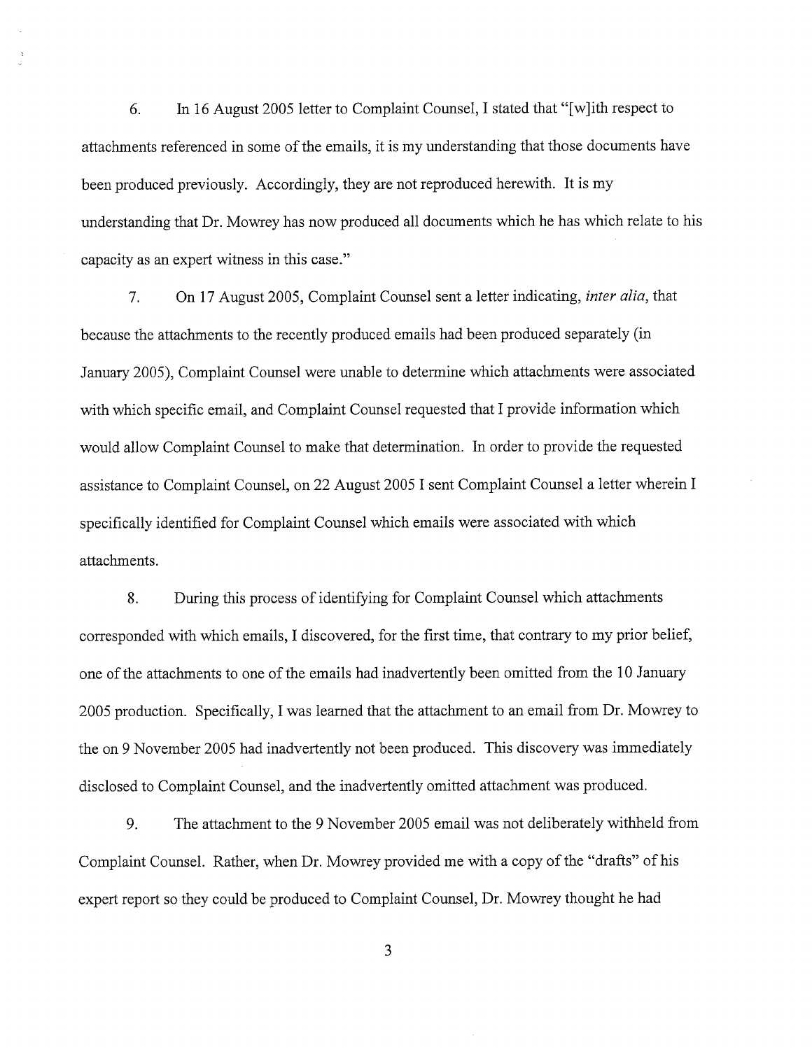6. In 16 August 2005 letter to Complaint Counsel, I stated that "[w]ith respect to attachments referenced in some of the emails, it is my understanding that those documents have been produced previously. Accordingly, they are not reproduced herewith. It is my understanding that Dr. Mowrey has now produced all documents which he has which relate to his capacity as an expert witness in this case."

7. On 17 August 2005, Complaint Counsel sent a letter indicating, *inter alia*, that because the attachments to the recently produced emails had been produced separately (in January 2005), Complaint Counsel were unable to determine which attachments were associated with which specific email, and Complaint Counsel requested that I provide information which would allow Complaint Counsel to make that determination. In order to provide the requested assistance to Complaint Counsel, on 22 August 2005 I sent Complaint Counsel a letter wherein I specifically identified for Complaint Counsel which emails were associated with which attachments.

8. During this process of identifying for Complaint Counsel which attachments corresponded with which emails, I discovered, for the first time, that contrary to my prior belief, one of the attachments to one of the emails had inadvertently been omitted from the 10 January 2005 production. Specifically, I was learned that the attachment to an email from Dr. Mowrey to the on 9 November 2005 had inadvertently not been produced. This discovery was immediately disclosed to Complaint Counsel, and the inadvertently omitted attachment was produced.

9. The attachment to the 9 November 2005 email was not deliberately withheld from Complaint Counsel. Rather, when Dr. Mowrey provided me with a copy of the "drafts" of his expert report so they could be produced to Complaint Counsel, Dr. Mowrey thought he had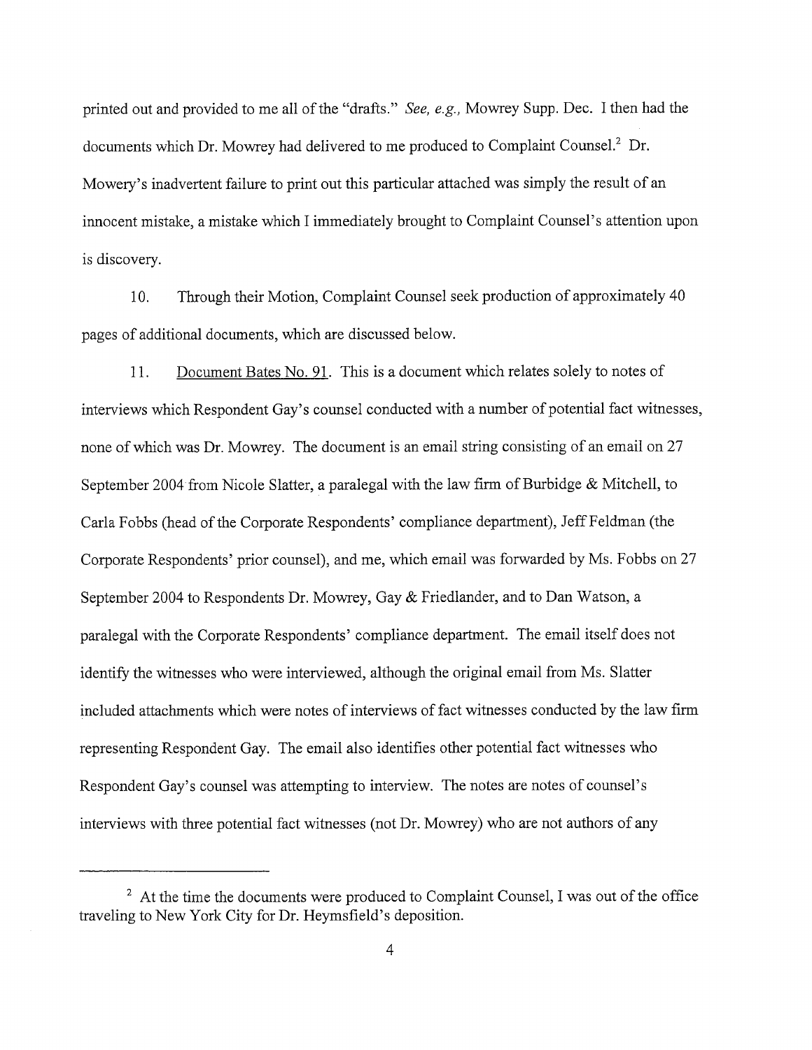printed out and provided to me all of the "drafts." *See, e.g.,* Mowrey Supp. Dec. I then had the documents which Dr. Mowrey had delivered to me produced to Complaint Counsel.[2] Dr. Mowery's inadvertent failure to print out this particular attached was simply the result of an innocent mistake, a mistake which I immediately brought to Complaint Counsel's attention upon is discovery.

10. Through their Motion, Complaint Counsel seek production of approximately 40 pages of additional documents, which are discussed below.

11. Document Bates No. 91. This is a document which relates solely to notes of interviews which Respondent Gay's counsel conducted with a number of potential fact witnesses, none of which was Dr. Mowrey. The document is an email string consisting of an email on 27 September 2004 from Nicole Slatter, a paralegal with the law firm of Burbidge & Mitchell, to Carla Fobbs (head of the Corporate Respondents' compliance department), Jeff Feldman (the Corporate Respondents' prior counsel), and me, which email was forwarded by Ms. Fobbs on 27 September 2004 to Respondents Dr. Mowrey, Gay & Friedlander, and to Dan Watson, a paralegal with the Corporate Respondents' compliance department. The email itself does not identify the witnesses who were interviewed, although the original email from Ms. Slatter included attachments which were notes of interviews of fact witnesses conducted by the law firm representing Respondent Gay. The email also identifies other potential fact witnesses who Respondent Gay's counsel was attempting to interview. The notes are notes of counsel's interviews with three potential fact witnesses (not Dr. Mowrey) who are not authors of any

---

[2] At the time the documents were produced to Complaint Counsel, I was out of the office traveling to New York City for Dr. Heymsfield's deposition.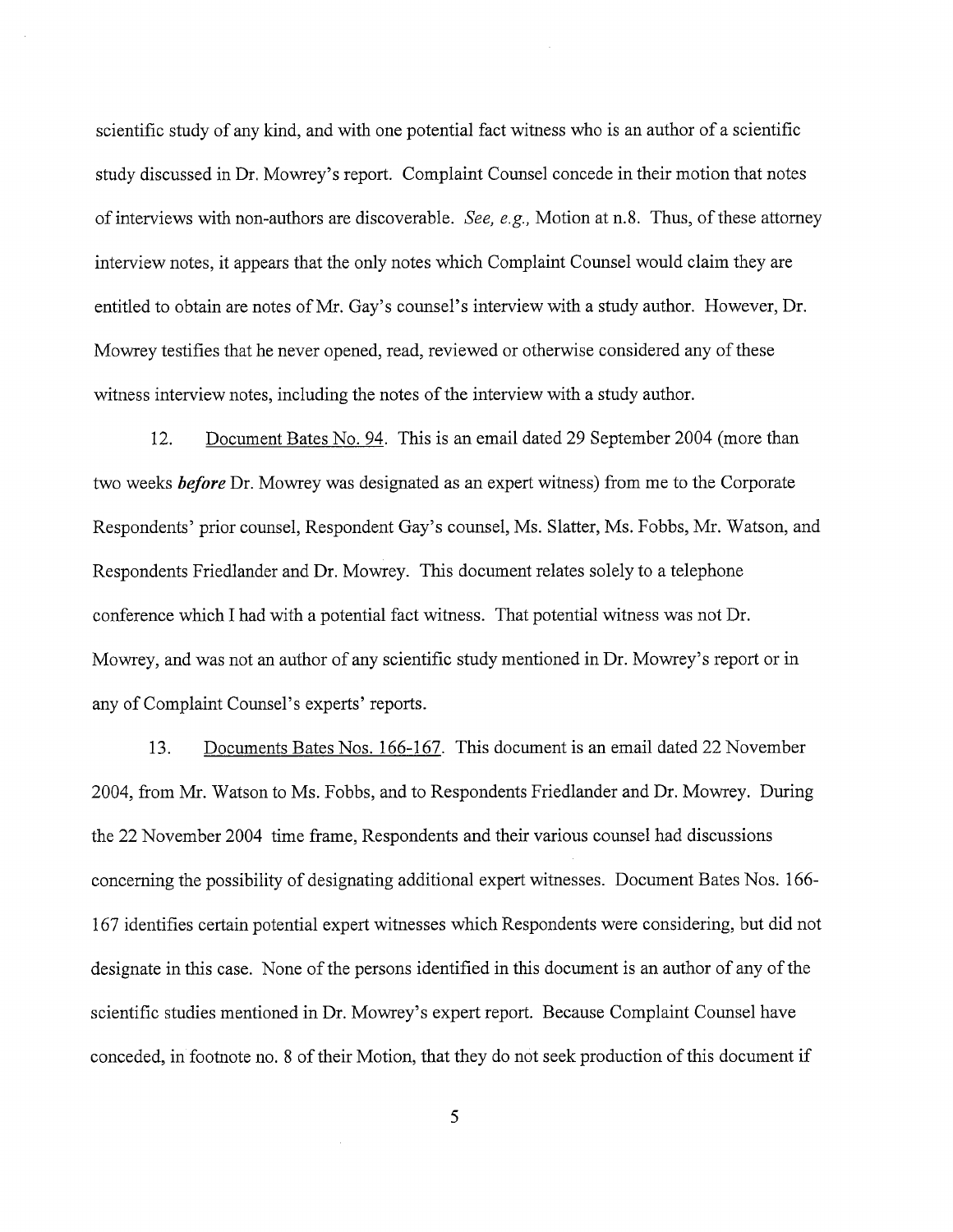scientific study of any kind, and with one potential fact witness who is an author of a scientific study discussed in Dr. Mowrey's report. Complaint Counsel concede in their motion that notes of interviews with non-authors are discoverable. *See, e.g.,* Motion at n.8. Thus, of these attorney interview notes, it appears that the only notes which Complaint Counsel would claim they are entitled to obtain are notes of Mr. Gay's counsel's interview with a study author. However, Dr. Mowrey testifies that he never opened, read, reviewed or otherwise considered any of these witness interview notes, including the notes of the interview with a study author.

12. Document Bates No. 94. This is an email dated 29 September 2004 (more than two weeks ***before*** Dr. Mowrey was designated as an expert witness) from me to the Corporate Respondents' prior counsel, Respondent Gay's counsel, Ms. Slatter, Ms. Fobbs, Mr. Watson, and Respondents Friedlander and Dr. Mowrey. This document relates solely to a telephone conference which I had with a potential fact witness. That potential witness was not Dr. Mowrey, and was not an author of any scientific study mentioned in Dr. Mowrey's report or in any of Complaint Counsel's experts' reports.

13. Documents Bates Nos. 166-167. This document is an email dated 22 November 2004, from Mr. Watson to Ms. Fobbs, and to Respondents Friedlander and Dr. Mowrey. During the 22 November 2004 time frame, Respondents and their various counsel had discussions concerning the possibility of designating additional expert witnesses. Document Bates Nos. 166-167 identifies certain potential expert witnesses which Respondents were considering, but did not designate in this case. None of the persons identified in this document is an author of any of the scientific studies mentioned in Dr. Mowrey's expert report. Because Complaint Counsel have conceded, in footnote no. 8 of their Motion, that they do not seek production of this document if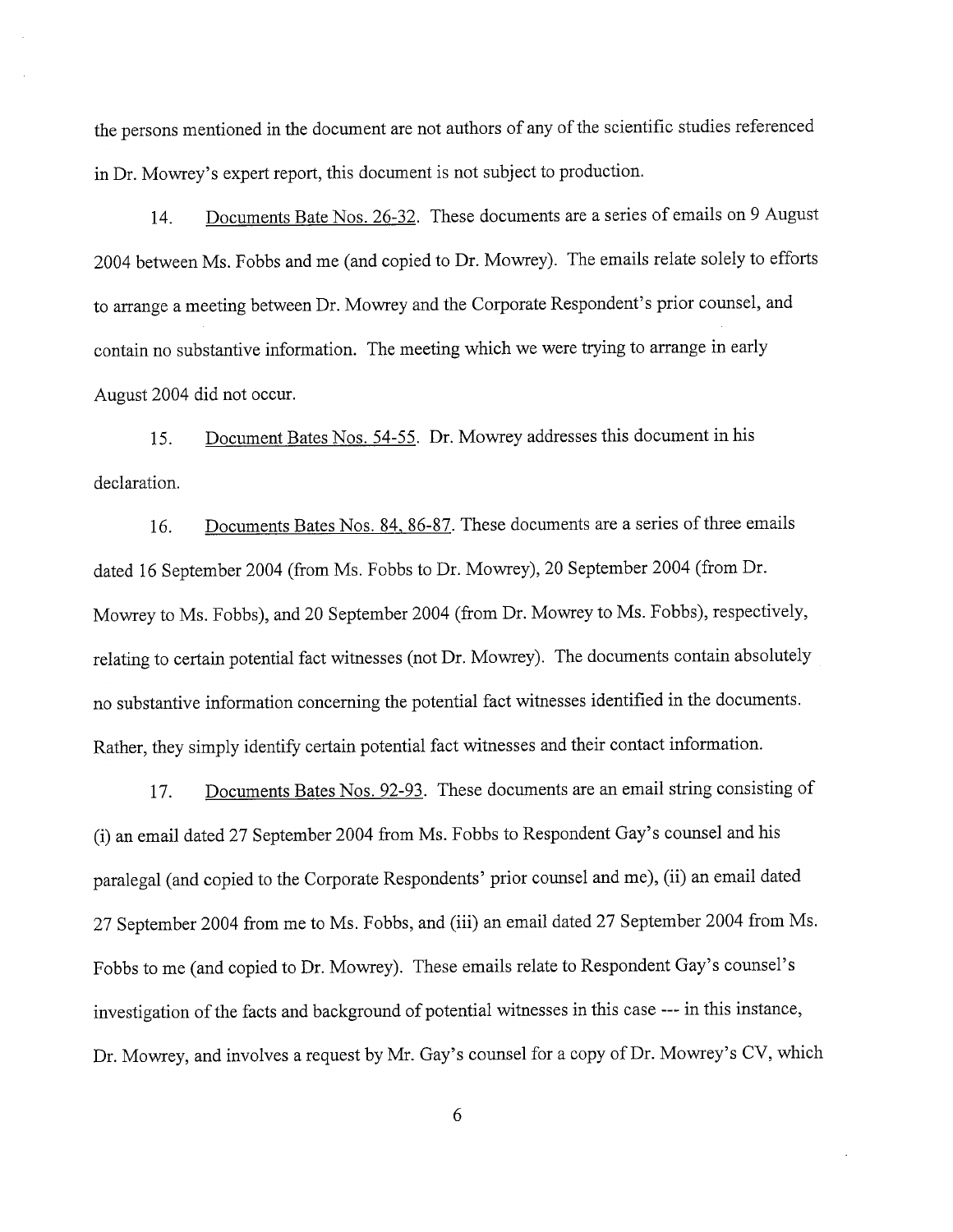the persons mentioned in the document are not authors of any of the scientific studies referenced in Dr. Mowrey's expert report, this document is not subject to production.

14. Documents Bate Nos. 26-32. These documents are a series of emails on 9 August 2004 between Ms. Fobbs and me (and copied to Dr. Mowrey). The emails relate solely to efforts to arrange a meeting between Dr. Mowrey and the Corporate Respondent's prior counsel, and contain no substantive information. The meeting which we were trying to arrange in early August 2004 did not occur.

15. Document Bates Nos. 54-55. Dr. Mowrey addresses this document in his declaration.

16. Documents Bates Nos. 84, 86-87. These documents are a series of three emails dated 16 September 2004 (from Ms. Fobbs to Dr. Mowrey), 20 September 2004 (from Dr. Mowrey to Ms. Fobbs), and 20 September 2004 (from Dr. Mowrey to Ms. Fobbs), respectively, relating to certain potential fact witnesses (not Dr. Mowrey). The documents contain absolutely no substantive information concerning the potential fact witnesses identified in the documents. Rather, they simply identify certain potential fact witnesses and their contact information.

17. Documents Bates Nos. 92-93. These documents are an email string consisting of (i) an email dated 27 September 2004 from Ms. Fobbs to Respondent Gay's counsel and his paralegal (and copied to the Corporate Respondents' prior counsel and me), (ii) an email dated 27 September 2004 from me to Ms. Fobbs, and (iii) an email dated 27 September 2004 from Ms. Fobbs to me (and copied to Dr. Mowrey). These emails relate to Respondent Gay's counsel's investigation of the facts and background of potential witnesses in this case --- in this instance, Dr. Mowrey, and involves a request by Mr. Gay's counsel for a copy of Dr. Mowrey's CV, which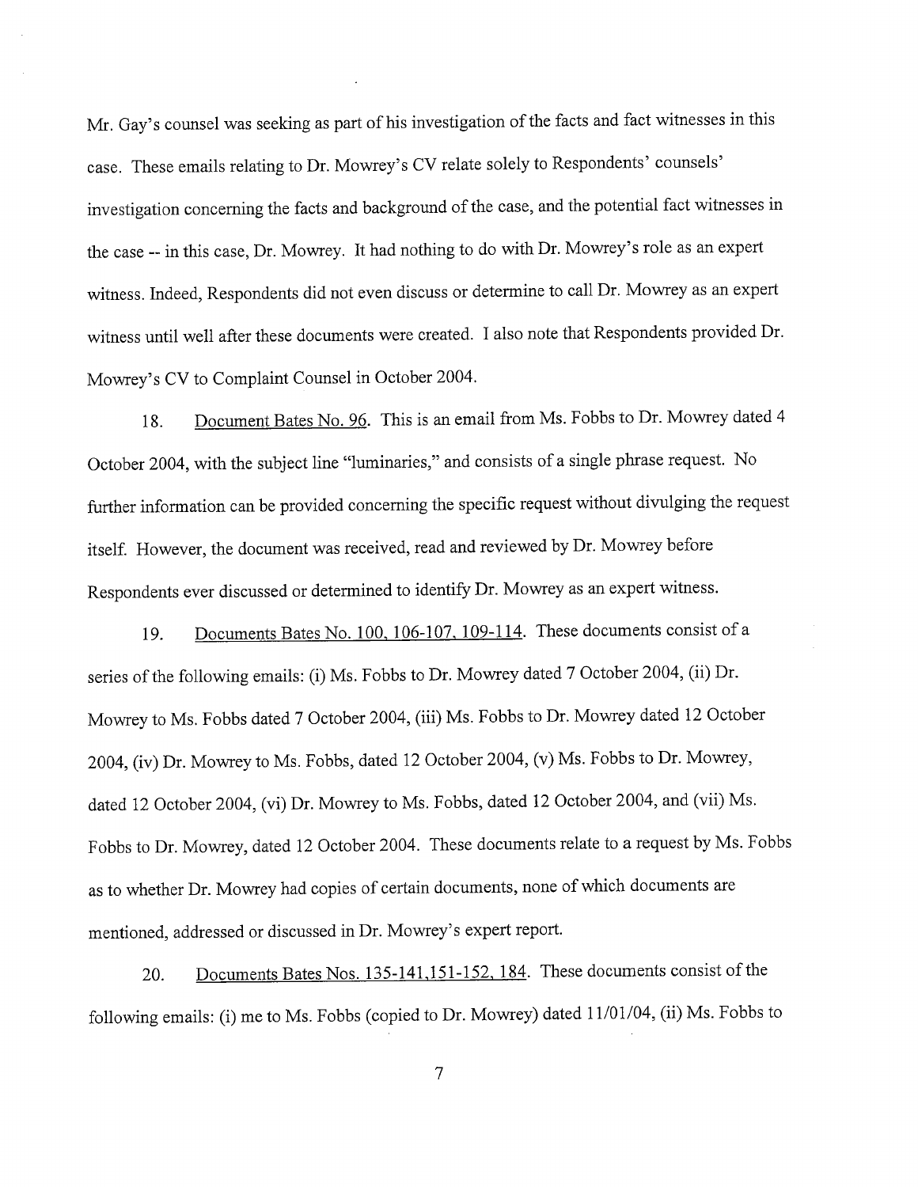Mr. Gay's counsel was seeking as part of his investigation of the facts and fact witnesses in this case. These emails relating to Dr. Mowrey's CV relate solely to Respondents' counsels' investigation concerning the facts and background of the case, and the potential fact witnesses in the case -- in this case, Dr. Mowrey. It had nothing to do with Dr. Mowrey's role as an expert witness. Indeed, Respondents did not even discuss or determine to call Dr. Mowrey as an expert witness until well after these documents were created. I also note that Respondents provided Dr. Mowrey's CV to Complaint Counsel in October 2004.

18. Document Bates No. 96. This is an email from Ms. Fobbs to Dr. Mowrey dated 4 October 2004, with the subject line "luminaries," and consists of a single phrase request. No further information can be provided concerning the specific request without divulging the request itself. However, the document was received, read and reviewed by Dr. Mowrey before Respondents ever discussed or determined to identify Dr. Mowrey as an expert witness.

19. Documents Bates No. 100, 106-107, 109-114. These documents consist of a series of the following emails: (i) Ms. Fobbs to Dr. Mowrey dated 7 October 2004, (ii) Dr. Mowrey to Ms. Fobbs dated 7 October 2004, (iii) Ms. Fobbs to Dr. Mowrey dated 12 October 2004, (iv) Dr. Mowrey to Ms. Fobbs, dated 12 October 2004, (v) Ms. Fobbs to Dr. Mowrey, dated 12 October 2004, (vi) Dr. Mowrey to Ms. Fobbs, dated 12 October 2004, and (vii) Ms. Fobbs to Dr. Mowrey, dated 12 October 2004. These documents relate to a request by Ms. Fobbs as to whether Dr. Mowrey had copies of certain documents, none of which documents are mentioned, addressed or discussed in Dr. Mowrey's expert report.

20. Documents Bates Nos. 135-141,151-152, 184. These documents consist of the following emails: (i) me to Ms. Fobbs (copied to Dr. Mowrey) dated 11/01/04, (ii) Ms. Fobbs to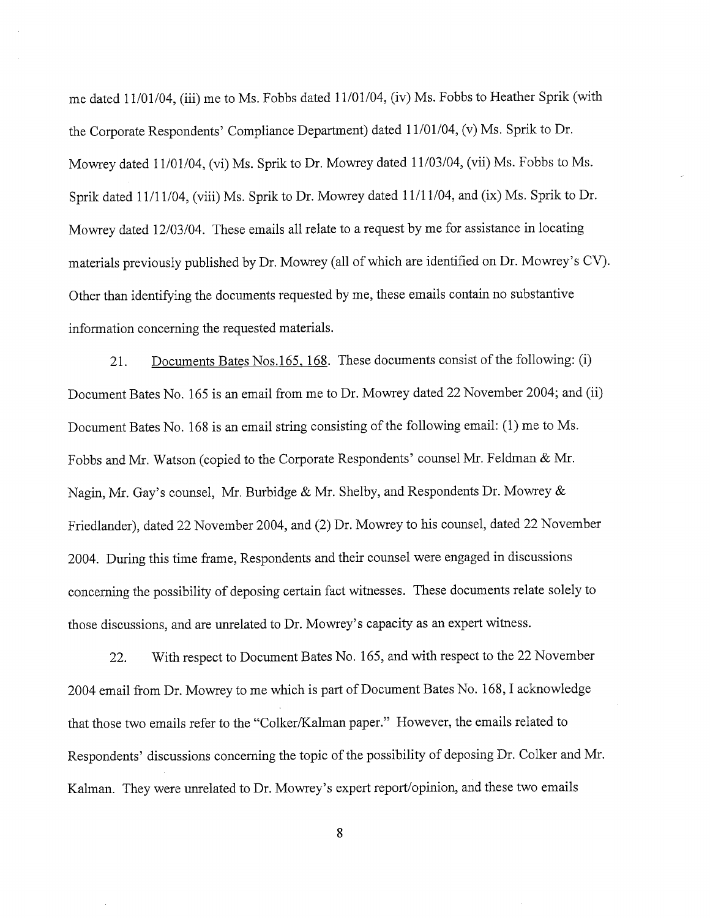me dated 11/01/04, (iii) me to Ms. Fobbs dated 11/01/04, (iv) Ms. Fobbs to Heather Sprik (with the Corporate Respondents' Compliance Department) dated 11/01/04, (v) Ms. Sprik to Dr. Mowrey dated 11/01/04, (vi) Ms. Sprik to Dr. Mowrey dated 11/03/04, (vii) Ms. Fobbs to Ms. Sprik dated 11/11/04, (viii) Ms. Sprik to Dr. Mowrey dated 11/11/04, and (ix) Ms. Sprik to Dr. Mowrey dated 12/03/04. These emails all relate to a request by me for assistance in locating materials previously published by Dr. Mowrey (all of which are identified on Dr. Mowrey's CV). Other than identifying the documents requested by me, these emails contain no substantive information concerning the requested materials.

21. Documents Bates Nos.165, 168. These documents consist of the following: (i) Document Bates No. 165 is an email from me to Dr. Mowrey dated 22 November 2004; and (ii) Document Bates No. 168 is an email string consisting of the following email: (1) me to Ms. Fobbs and Mr. Watson (copied to the Corporate Respondents' counsel Mr. Feldman & Mr. Nagin, Mr. Gay's counsel, Mr. Burbidge & Mr. Shelby, and Respondents Dr. Mowrey & Friedlander), dated 22 November 2004, and (2) Dr. Mowrey to his counsel, dated 22 November 2004. During this time frame, Respondents and their counsel were engaged in discussions concerning the possibility of deposing certain fact witnesses. These documents relate solely to those discussions, and are unrelated to Dr. Mowrey's capacity as an expert witness.

22. With respect to Document Bates No. 165, and with respect to the 22 November 2004 email from Dr. Mowrey to me which is part of Document Bates No. 168, I acknowledge that those two emails refer to the "Colker/Kalman paper." However, the emails related to Respondents' discussions concerning the topic of the possibility of deposing Dr. Colker and Mr. Kalman. They were unrelated to Dr. Mowrey's expert report/opinion, and these two emails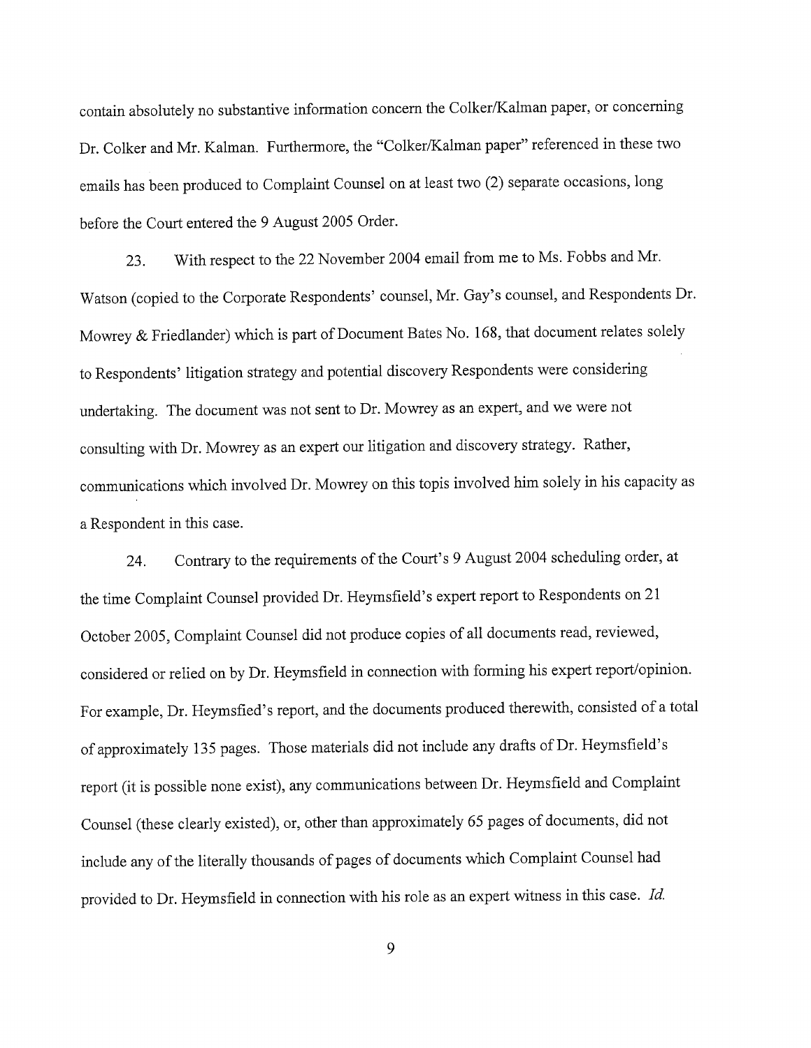contain absolutely no substantive information concern the Colker/Kalman paper, or concerning Dr. Colker and Mr. Kalman. Furthermore, the "Colker/Kalman paper" referenced in these two emails has been produced to Complaint Counsel on at least two (2) separate occasions, long before the Court entered the 9 August 2005 Order.

23. With respect to the 22 November 2004 email from me to Ms. Fobbs and Mr. Watson (copied to the Corporate Respondents' counsel, Mr. Gay's counsel, and Respondents Dr. Mowrey & Friedlander) which is part of Document Bates No. 168, that document relates solely to Respondents' litigation strategy and potential discovery Respondents were considering undertaking. The document was not sent to Dr. Mowrey as an expert, and we were not consulting with Dr. Mowrey as an expert our litigation and discovery strategy. Rather, communications which involved Dr. Mowrey on this topis involved him solely in his capacity as a Respondent in this case.

24. Contrary to the requirements of the Court's 9 August 2004 scheduling order, at the time Complaint Counsel provided Dr. Heymsfield's expert report to Respondents on 21 October 2005, Complaint Counsel did not produce copies of all documents read, reviewed, considered or relied on by Dr. Heymsfield in connection with forming his expert report/opinion. For example, Dr. Heymsfied's report, and the documents produced therewith, consisted of a total of approximately 135 pages. Those materials did not include any drafts of Dr. Heymsfield's report (it is possible none exist), any communications between Dr. Heymsfield and Complaint Counsel (these clearly existed), or, other than approximately 65 pages of documents, did not include any of the literally thousands of pages of documents which Complaint Counsel had provided to Dr. Heymsfield in connection with his role as an expert witness in this case. *Id.*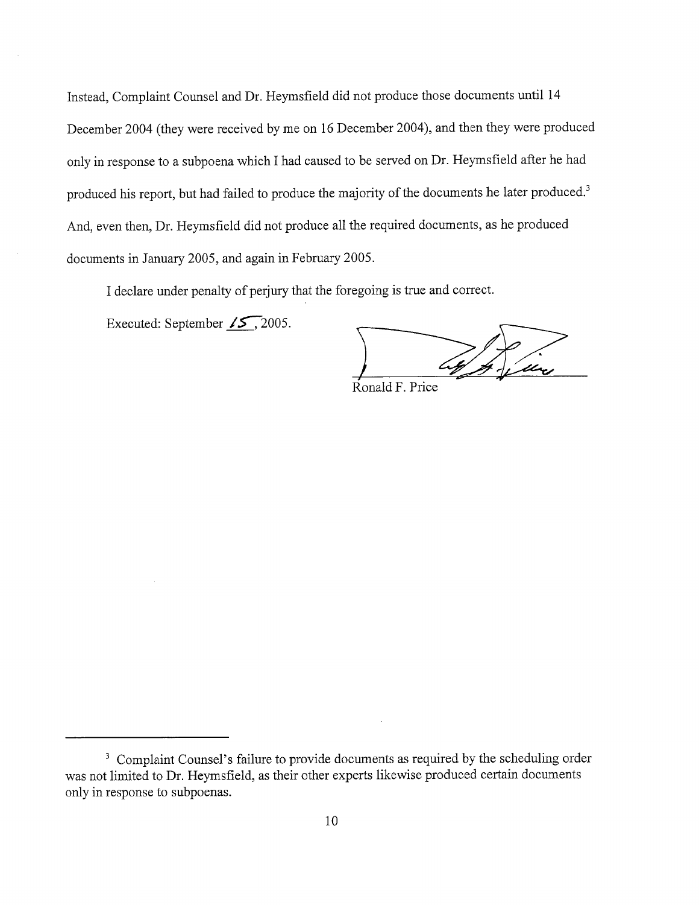Instead, Complaint Counsel and Dr. Heymsfield did not produce those documents until 14 December 2004 (they were received by me on 16 December 2004), and then they were produced only in response to a subpoena which I had caused to be served on Dr. Heymsfield after he had produced his report, but had failed to produce the majority of the documents he later produced.[3] And, even then, Dr. Heymsfield did not produce all the required documents, as he produced documents in January 2005, and again in February 2005.

I declare under penalty of perjury that the foregoing is true and correct.

Executed: September 15, 2005.

Ronald F. Price

---

[3] Complaint Counsel's failure to provide documents as required by the scheduling order was not limited to Dr. Heymsfield, as their other experts likewise produced certain documents only in response to subpoenas.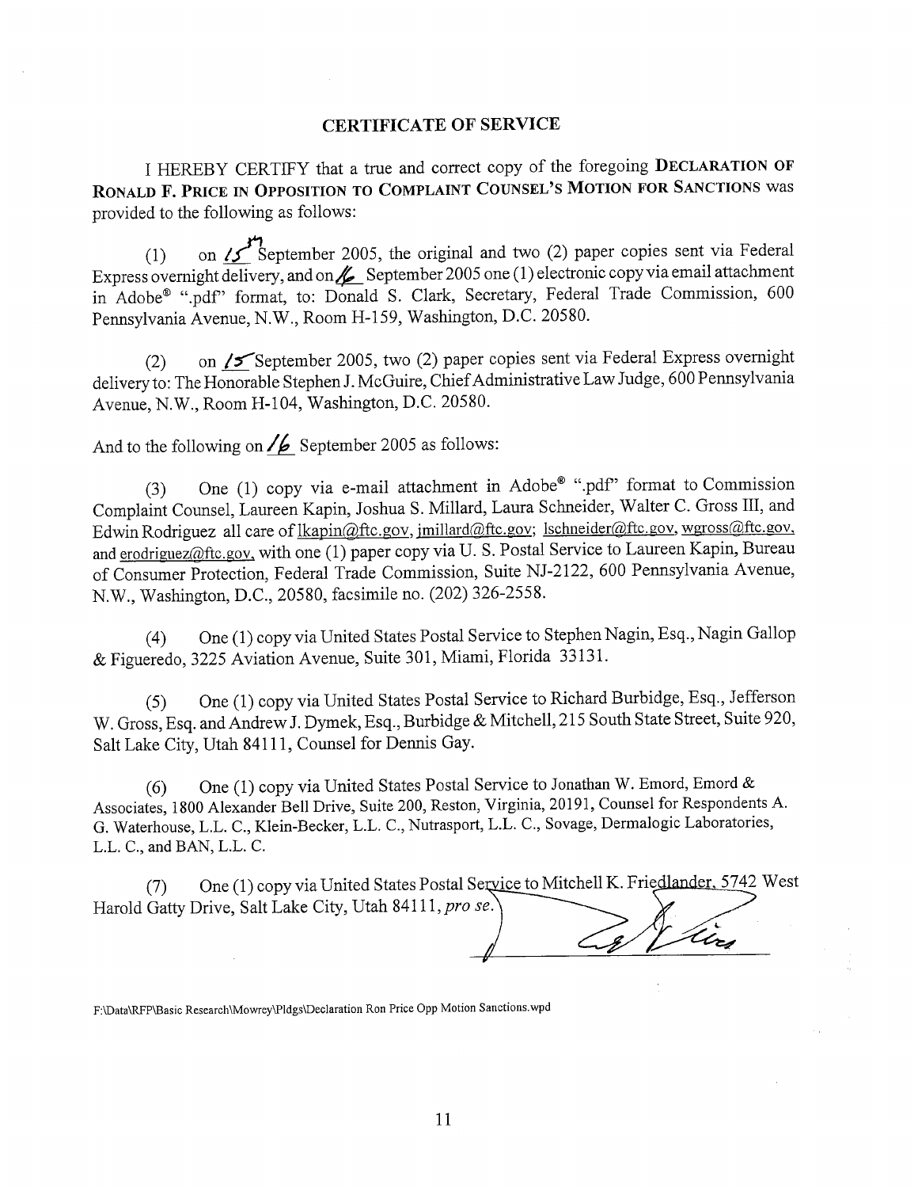## CERTIFICATE OF SERVICE

I HEREBY CERTIFY that a true and correct copy of the foregoing **DECLARATION OF RONALD F. PRICE IN OPPOSITION TO COMPLAINT COUNSEL'S MOTION FOR SANCTIONS** was provided to the following as follows:

(1) on 15 September 2005, the original and two (2) paper copies sent via Federal Express overnight delivery, and on 16 September 2005 one (1) electronic copy via email attachment in Adobe® ".pdf" format, to: Donald S. Clark, Secretary, Federal Trade Commission, 600 Pennsylvania Avenue, N.W., Room H-159, Washington, D.C. 20580.

(2) on 15 September 2005, two (2) paper copies sent via Federal Express overnight delivery to: The Honorable Stephen J. McGuire, Chief Administrative Law Judge, 600 Pennsylvania Avenue, N.W., Room H-104, Washington, D.C. 20580.

And to the following on 16 September 2005 as follows:

(3) One (1) copy via e-mail attachment in Adobe® ".pdf" format to Commission Complaint Counsel, Laureen Kapin, Joshua S. Millard, Laura Schneider, Walter C. Gross III, and Edwin Rodriguez all care of lkapin@ftc.gov, jmillard@ftc.gov; lschneider@ftc.gov, wgross@ftc.gov, and erodriguez@ftc.gov, with one (1) paper copy via U. S. Postal Service to Laureen Kapin, Bureau of Consumer Protection, Federal Trade Commission, Suite NJ-2122, 600 Pennsylvania Avenue, N.W., Washington, D.C., 20580, facsimile no. (202) 326-2558.

(4) One (1) copy via United States Postal Service to Stephen Nagin, Esq., Nagin Gallop & Figueredo, 3225 Aviation Avenue, Suite 301, Miami, Florida 33131.

(5) One (1) copy via United States Postal Service to Richard Burbidge, Esq., Jefferson W. Gross, Esq. and Andrew J. Dymek, Esq., Burbidge & Mitchell, 215 South State Street, Suite 920, Salt Lake City, Utah 84111, Counsel for Dennis Gay.

(6) One (1) copy via United States Postal Service to Jonathan W. Emord, Emord & Associates, 1800 Alexander Bell Drive, Suite 200, Reston, Virginia, 20191, Counsel for Respondents A. G. Waterhouse, L.L. C., Klein-Becker, L.L. C., Nutrasport, L.L. C., Sovage, Dermalogic Laboratories, L.L. C., and BAN, L.L. C.

(7) One (1) copy via United States Postal Service to Mitchell K. Friedlander, 5742 West Harold Gatty Drive, Salt Lake City, Utah 84111, *pro se.*

F:\Data\RFP\Basic Research\Mowrey\Pldgs\Declaration Ron Price Opp Motion Sanctions.wpd